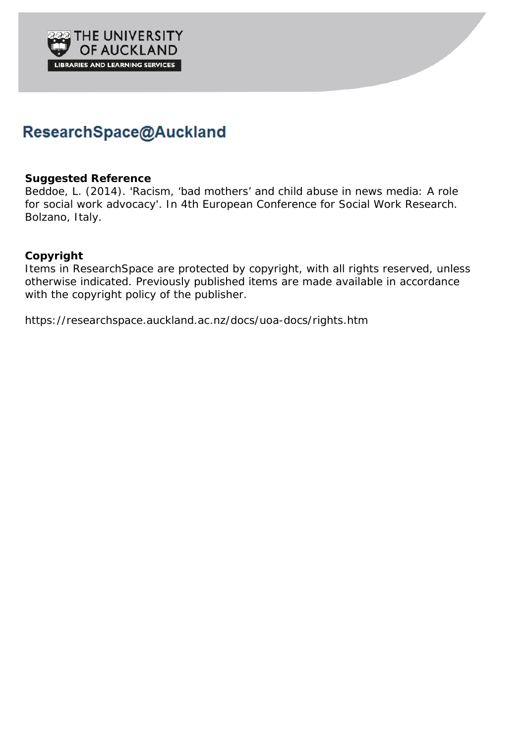THE UNIVERSITY OF AUCKLAND

LIBRARIES AND LEARNING SERVICES

# ResearchSpace@Auckland

**Suggested Reference**

Beddoe, L. (2014). 'Racism, 'bad mothers' and child abuse in news media: A role for social work advocacy'. In 4th European Conference for Social Work Research. Bolzano, Italy.

**Copyright**

Items in ResearchSpace are protected by copyright, with all rights reserved, unless otherwise indicated. Previously published items are made available in accordance with the copyright policy of the publisher.

https://researchspace.auckland.ac.nz/docs/uoa-docs/rights.htm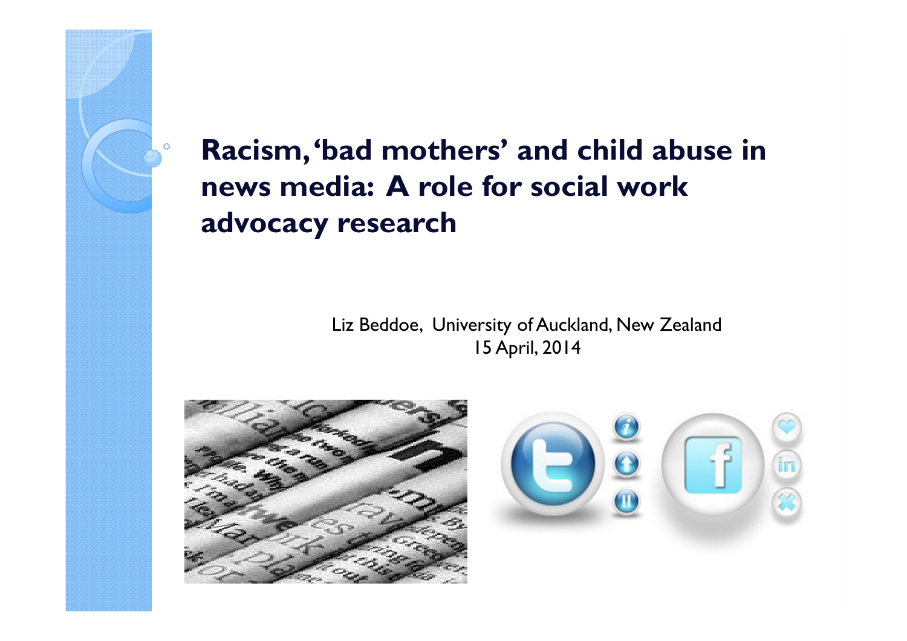# Racism, 'bad mothers' and child abuse in news media: A role for social work advocacy research

Liz Beddoe, University of Auckland, New Zealand
15 April, 2014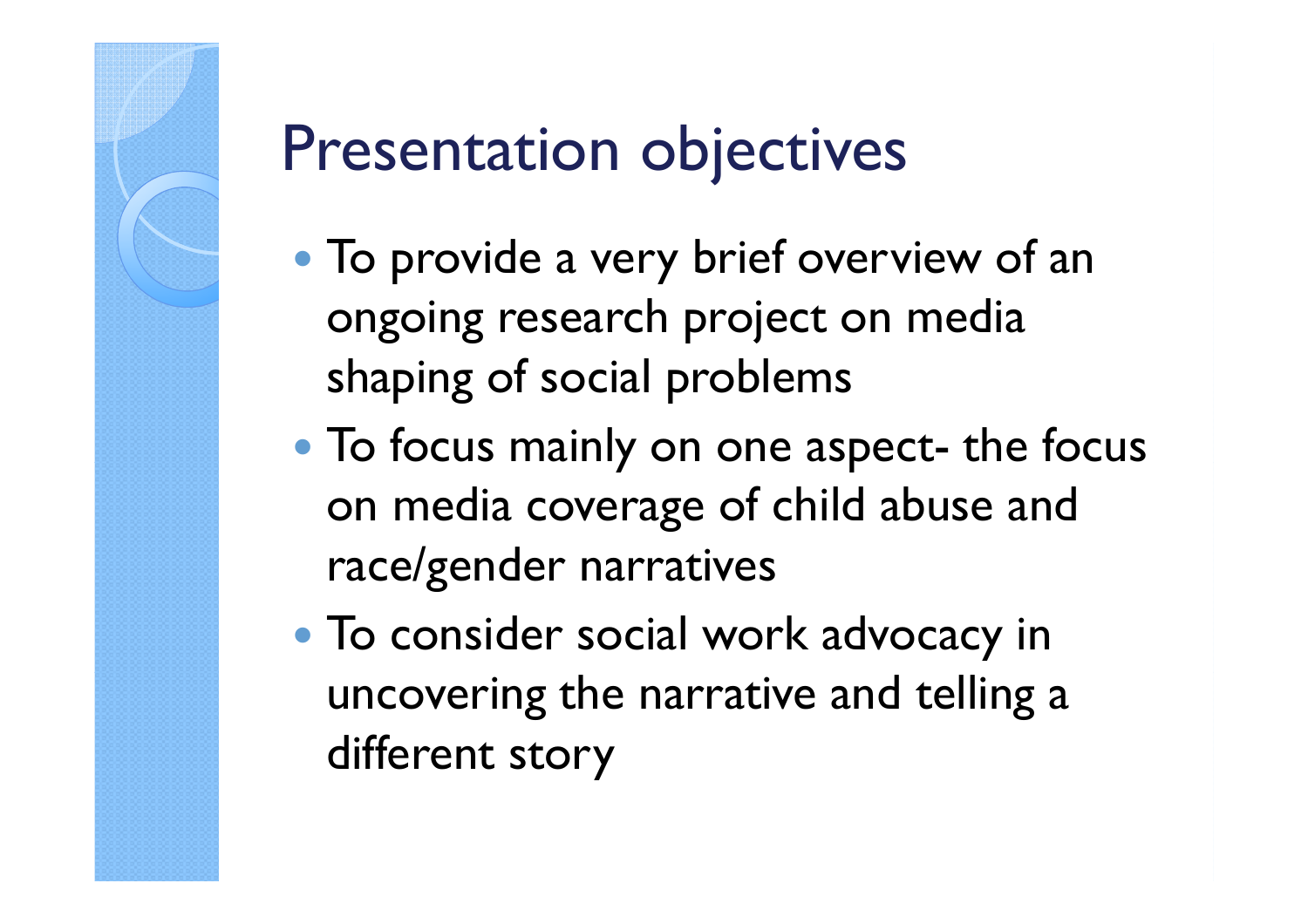# Presentation objectives

- To provide a very brief overview of an ongoing research project on media shaping of social problems
- To focus mainly on one aspect- the focus on media coverage of child abuse and race/gender narratives
- To consider social work advocacy in uncovering the narrative and telling a different story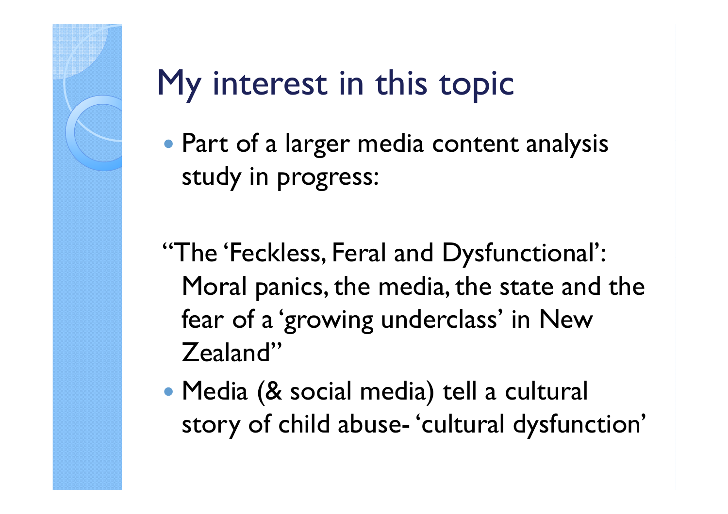# My interest in this topic

- Part of a larger media content analysis study in progress:

"The 'Feckless, Feral and Dysfunctional': Moral panics, the media, the state and the fear of a 'growing underclass' in New Zealand"

- Media (& social media) tell a cultural story of child abuse- 'cultural dysfunction'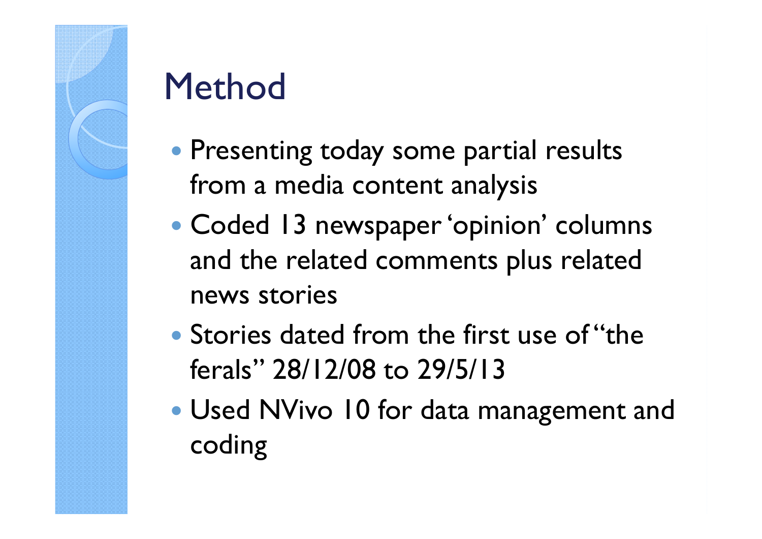# Method

- Presenting today some partial results from a media content analysis
- Coded 13 newspaper 'opinion' columns and the related comments plus related news stories
- Stories dated from the first use of "the ferals" 28/12/08 to 29/5/13
- Used NVivo 10 for data management and coding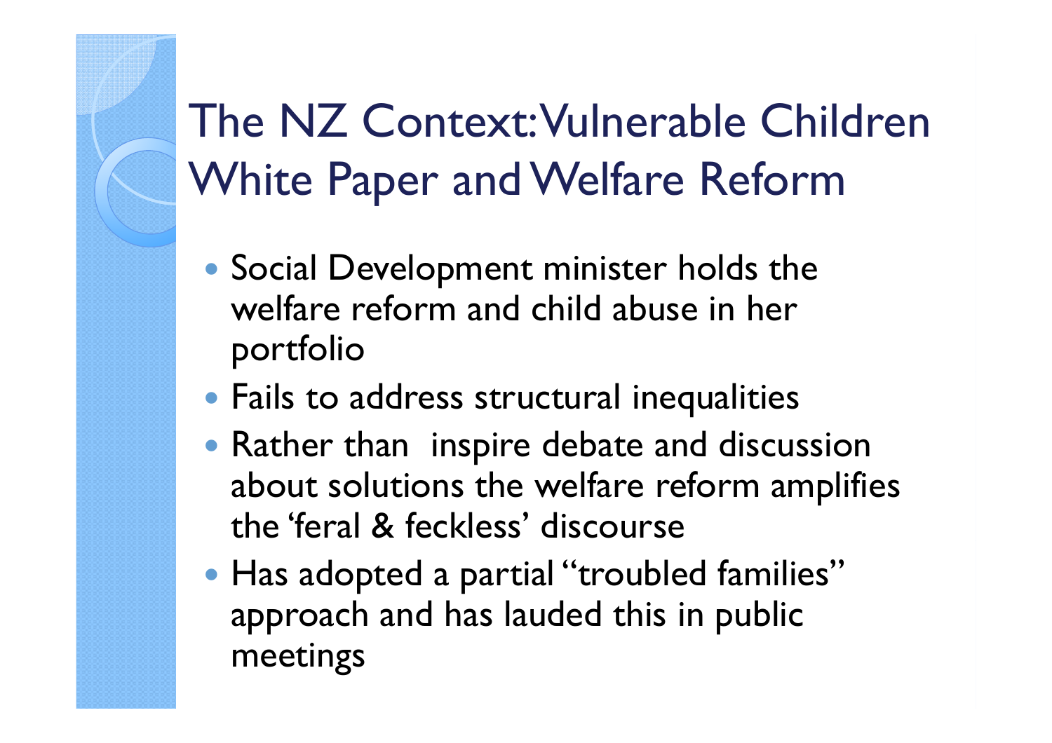# The NZ Context: Vulnerable Children White Paper and Welfare Reform

- Social Development minister holds the welfare reform and child abuse in her portfolio
- Fails to address structural inequalities
- Rather than inspire debate and discussion about solutions the welfare reform amplifies the 'feral & feckless' discourse
- Has adopted a partial "troubled families" approach and has lauded this in public meetings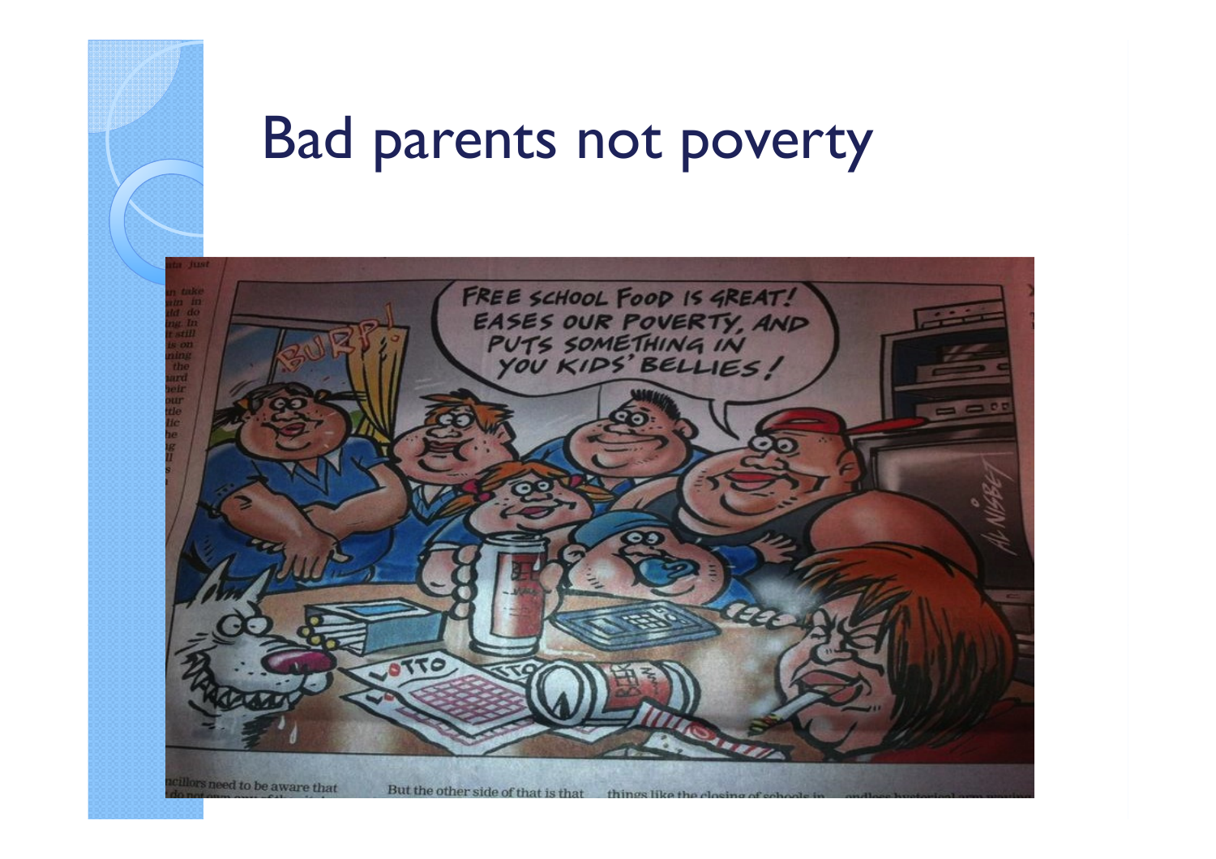# Bad parents not poverty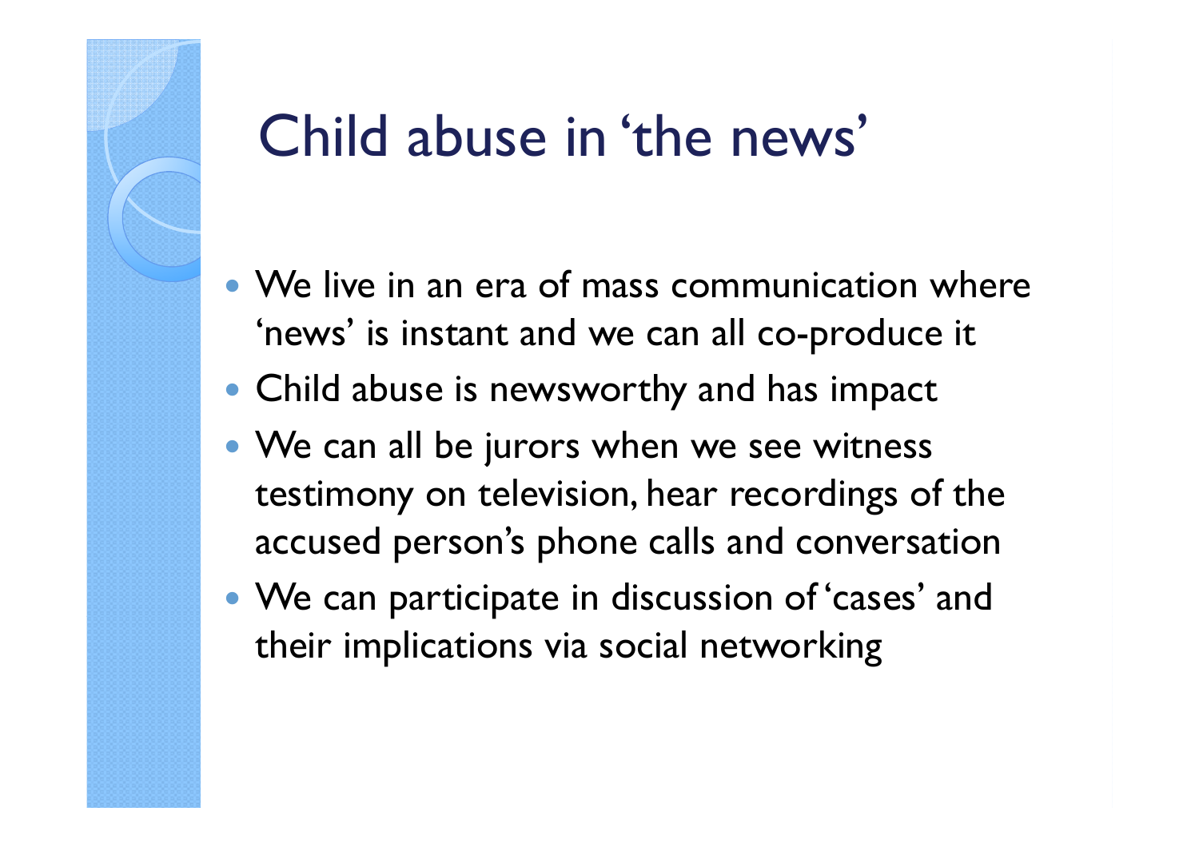# Child abuse in 'the news'

- We live in an era of mass communication where 'news' is instant and we can all co-produce it
- Child abuse is newsworthy and has impact
- We can all be jurors when we see witness testimony on television, hear recordings of the accused person's phone calls and conversation
- We can participate in discussion of 'cases' and their implications via social networking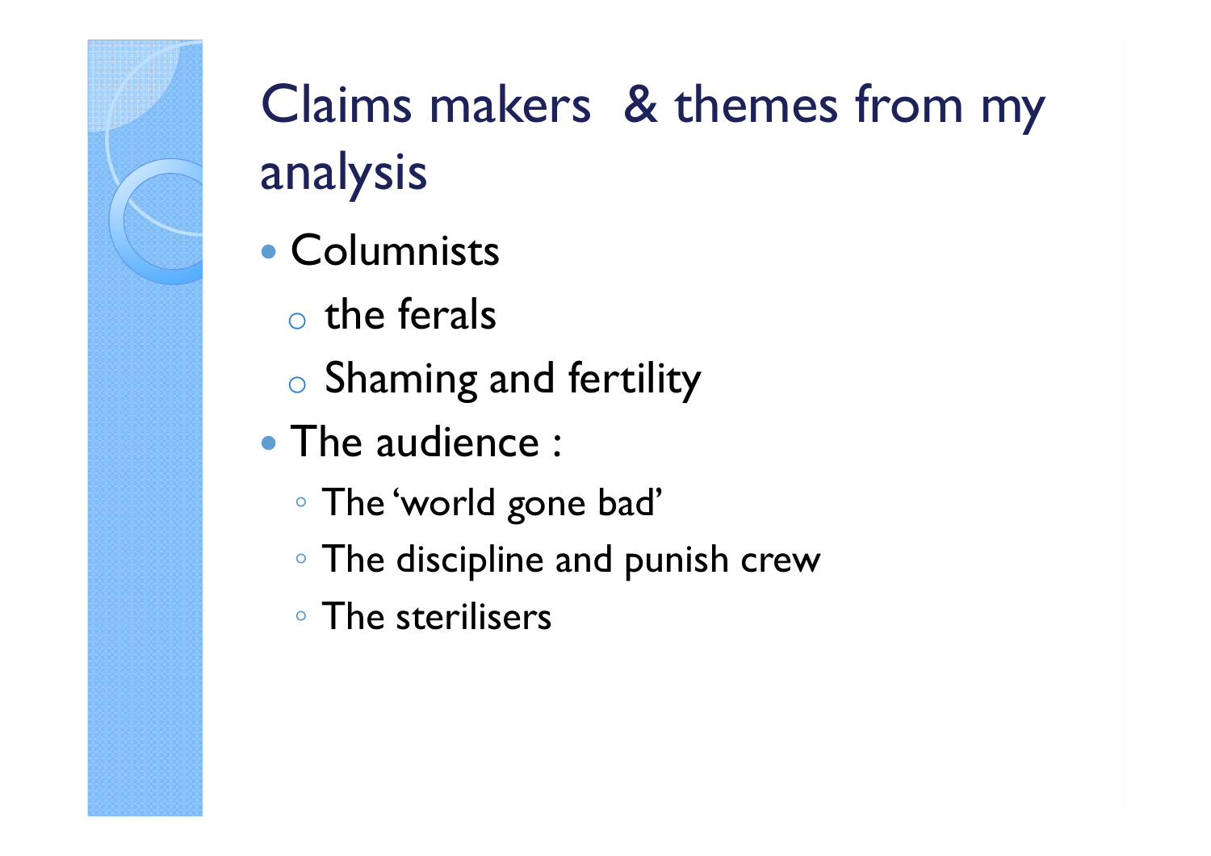# Claims makers & themes from my analysis

- Columnists
  - the ferals
  - Shaming and fertility
- The audience :
  - The 'world gone bad'
  - The discipline and punish crew
  - The sterilisers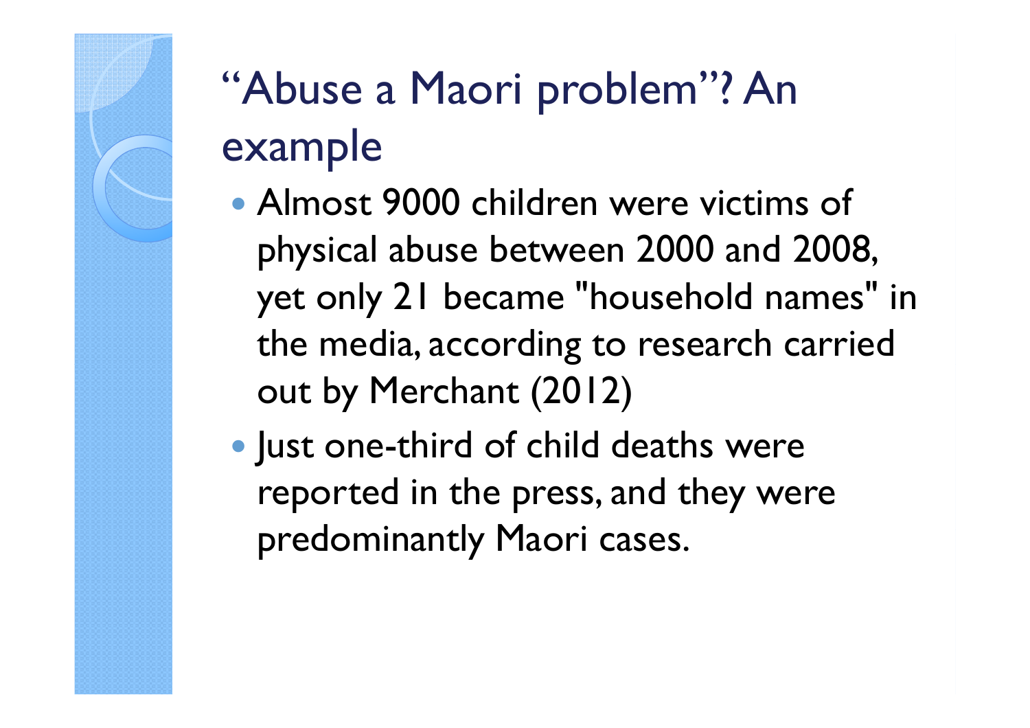# "Abuse a Maori problem"? An example

- Almost 9000 children were victims of physical abuse between 2000 and 2008, yet only 21 became "household names" in the media, according to research carried out by Merchant (2012)
- Just one-third of child deaths were reported in the press, and they were predominantly Maori cases.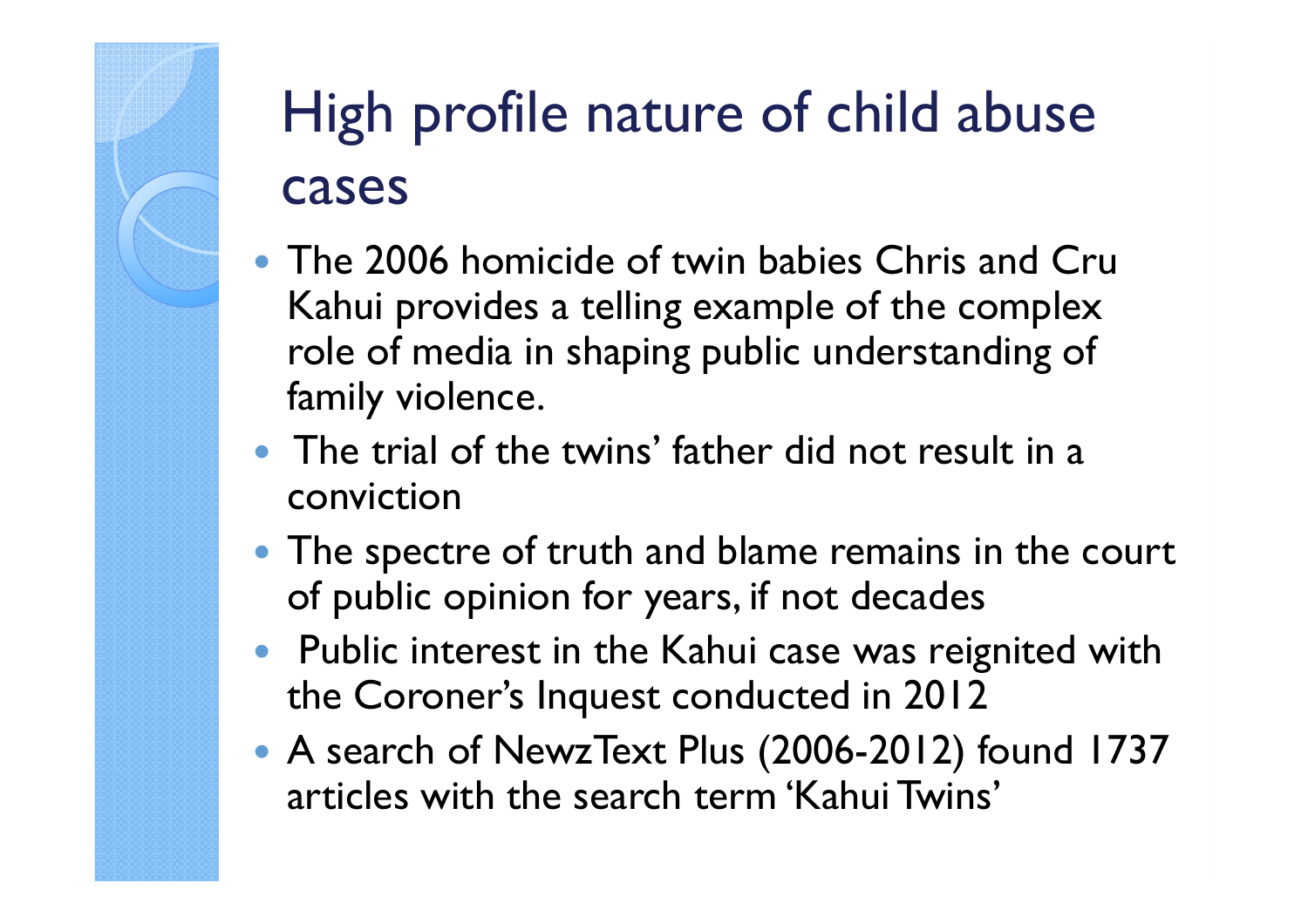# High profile nature of child abuse cases

- The 2006 homicide of twin babies Chris and Cru Kahui provides a telling example of the complex role of media in shaping public understanding of family violence.
- The trial of the twins' father did not result in a conviction
- The spectre of truth and blame remains in the court of public opinion for years, if not decades
- Public interest in the Kahui case was reignited with the Coroner's Inquest conducted in 2012
- A search of NewzText Plus (2006-2012) found 1737 articles with the search term 'Kahui Twins'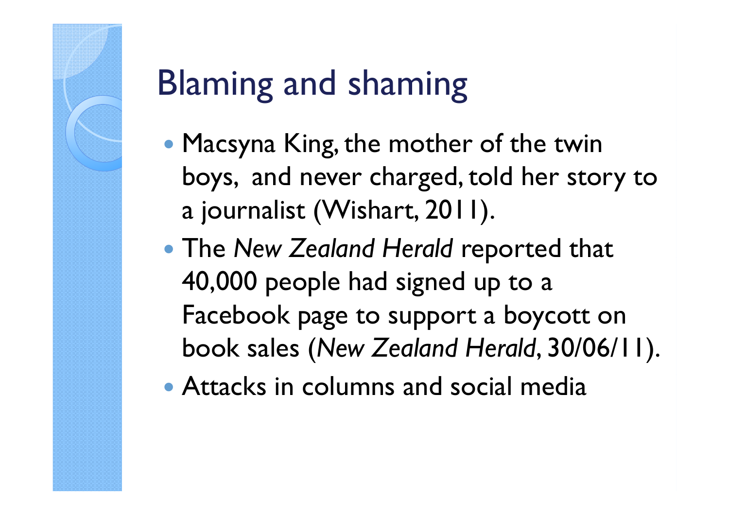# Blaming and shaming

- Macsyna King, the mother of the twin boys, and never charged, told her story to a journalist (Wishart, 2011).
- The *New Zealand Herald* reported that 40,000 people had signed up to a Facebook page to support a boycott on book sales (*New Zealand Herald*, 30/06/11).
- Attacks in columns and social media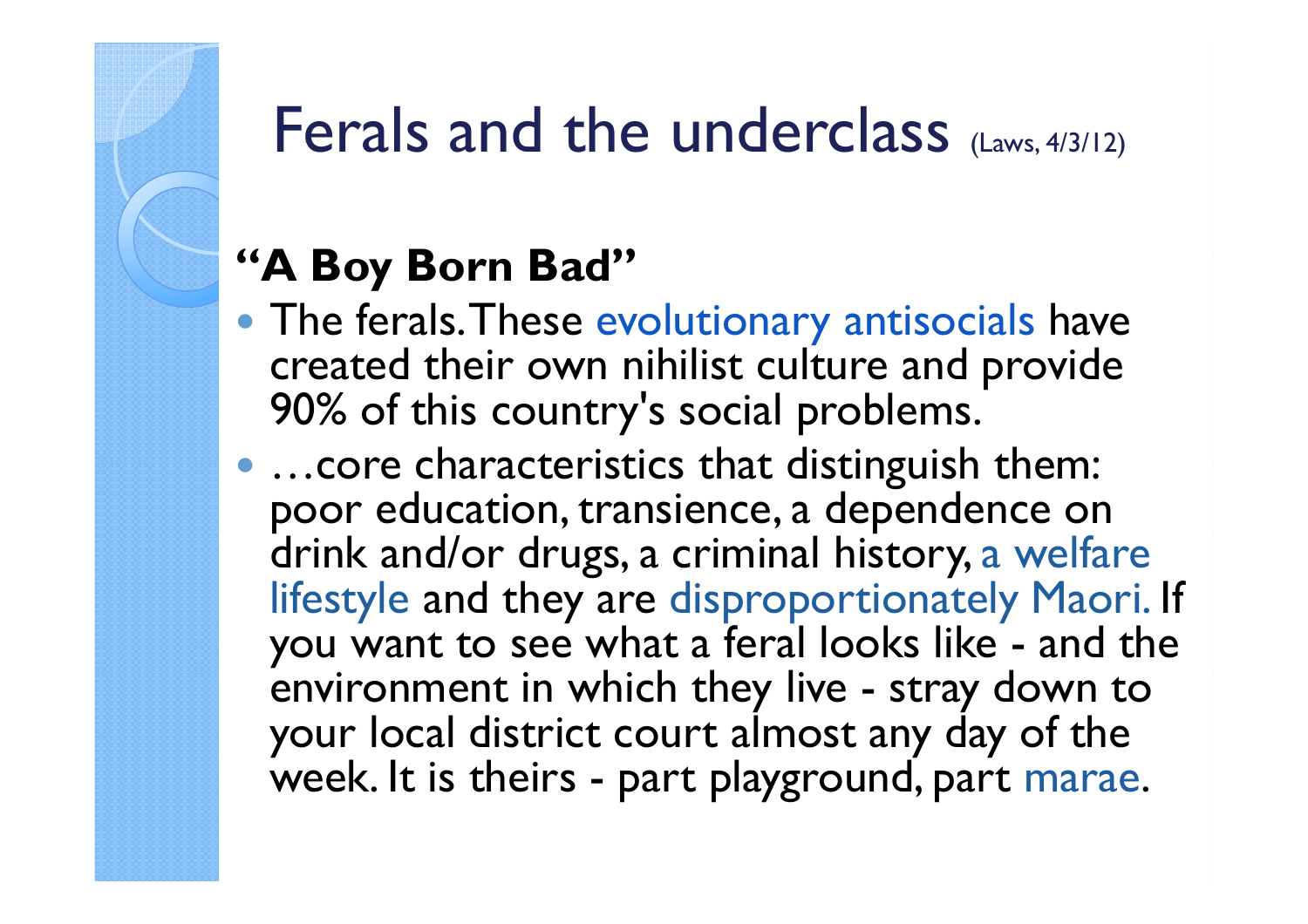# Ferals and the underclass (Laws, 4/3/12)

## "A Boy Born Bad"

- The ferals. These evolutionary antisocials have created their own nihilist culture and provide 90% of this country's social problems.
- …core characteristics that distinguish them: poor education, transience, a dependence on drink and/or drugs, a criminal history, a welfare lifestyle and they are disproportionately Maori. If you want to see what a feral looks like - and the environment in which they live - stray down to your local district court almost any day of the week. It is theirs - part playground, part marae.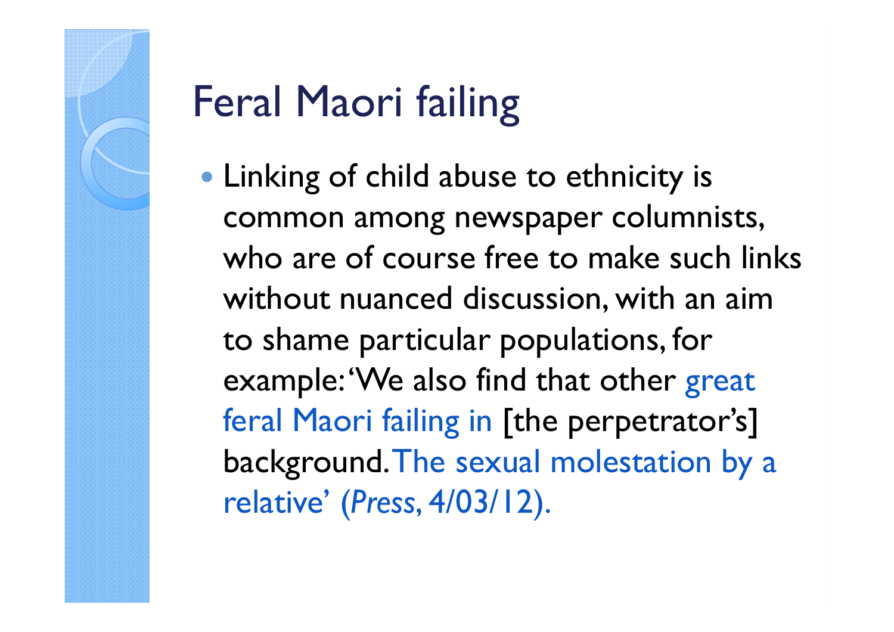# Feral Maori failing

- Linking of child abuse to ethnicity is common among newspaper columnists, who are of course free to make such links without nuanced discussion, with an aim to shame particular populations, for example: 'We also find that other great feral Maori failing in [the perpetrator's] background. The sexual molestation by a relative' (*Press*, 4/03/12).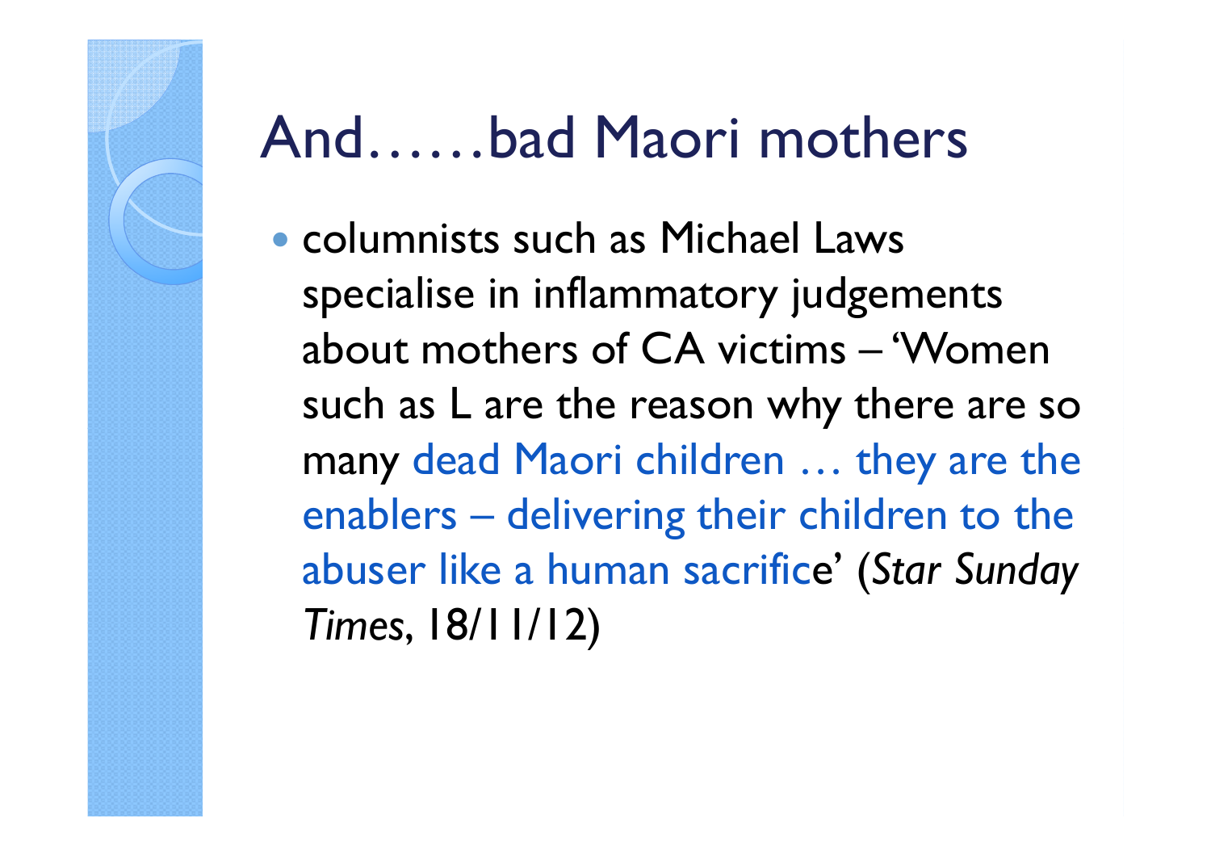# And……bad Maori mothers

- columnists such as Michael Laws specialise in inflammatory judgements about mothers of CA victims – 'Women such as L are the reason why there are so many dead Maori children … they are the enablers – delivering their children to the abuser like a human sacrifice' (*Star Sunday Times*, 18/11/12)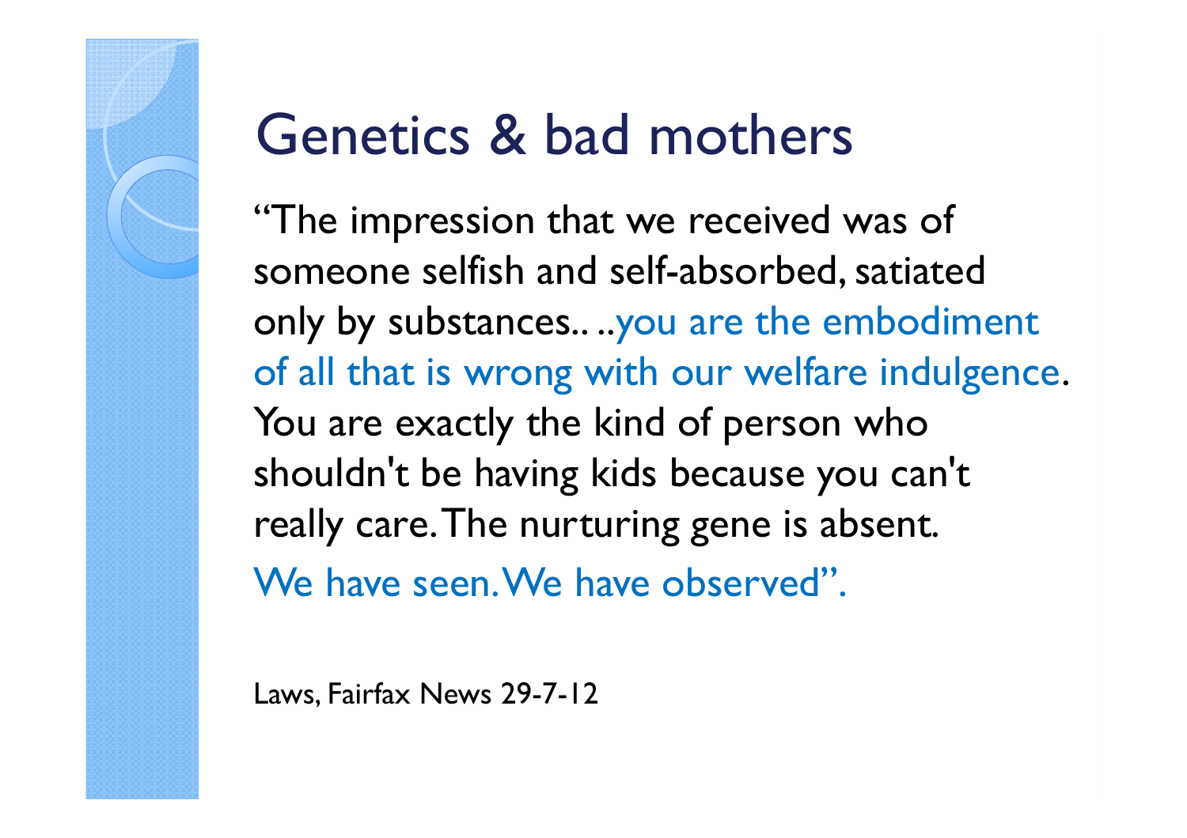# Genetics & bad mothers

"The impression that we received was of someone selfish and self-absorbed, satiated only by substances.. ..you are the embodiment of all that is wrong with our welfare indulgence. You are exactly the kind of person who shouldn't be having kids because you can't really care. The nurturing gene is absent. We have seen. We have observed".

Laws, Fairfax News 29-7-12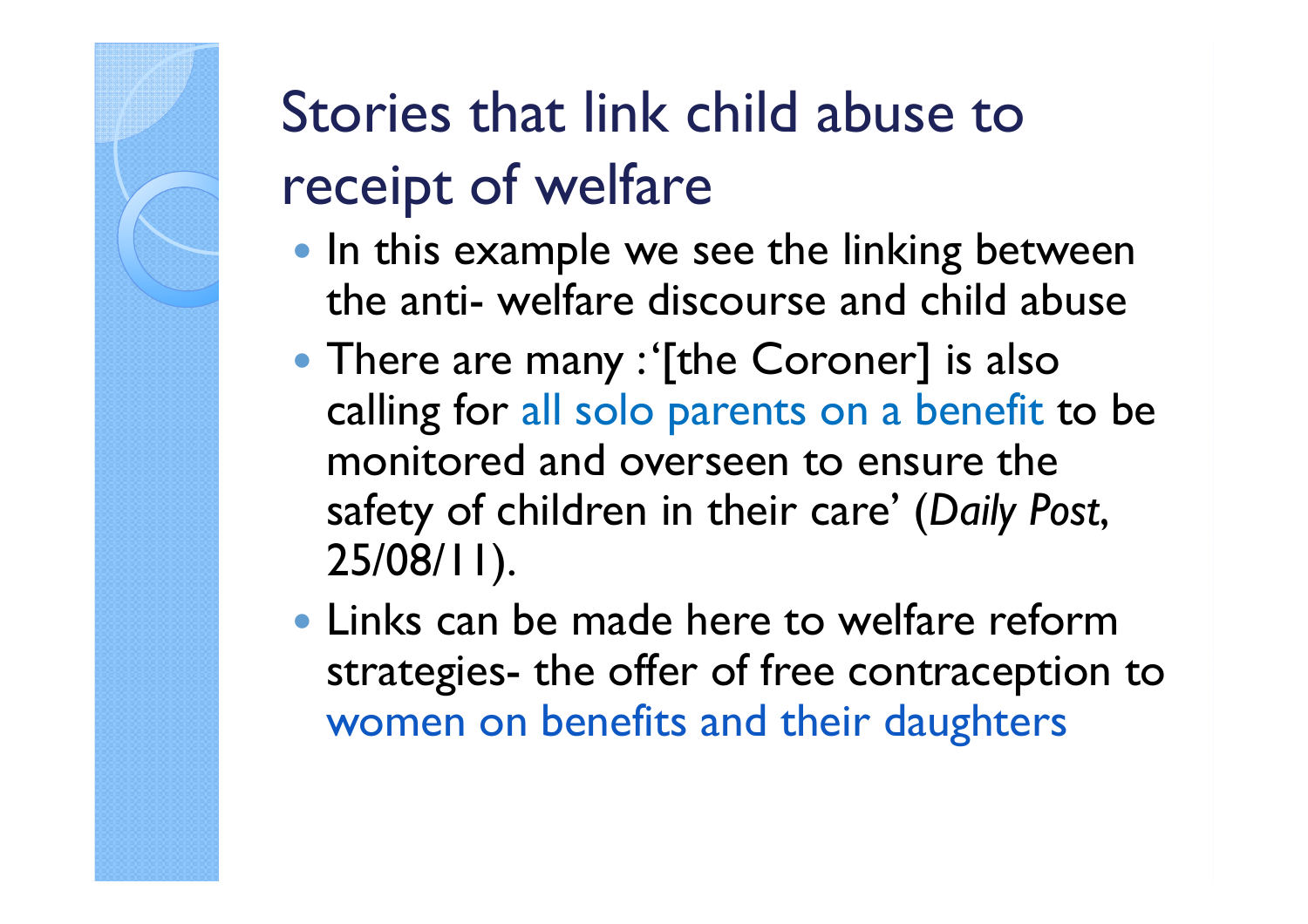# Stories that link child abuse to receipt of welfare

- In this example we see the linking between the anti- welfare discourse and child abuse
- There are many :'[the Coroner] is also calling for all solo parents on a benefit to be monitored and overseen to ensure the safety of children in their care' (*Daily Post*, 25/08/11).
- Links can be made here to welfare reform strategies- the offer of free contraception to women on benefits and their daughters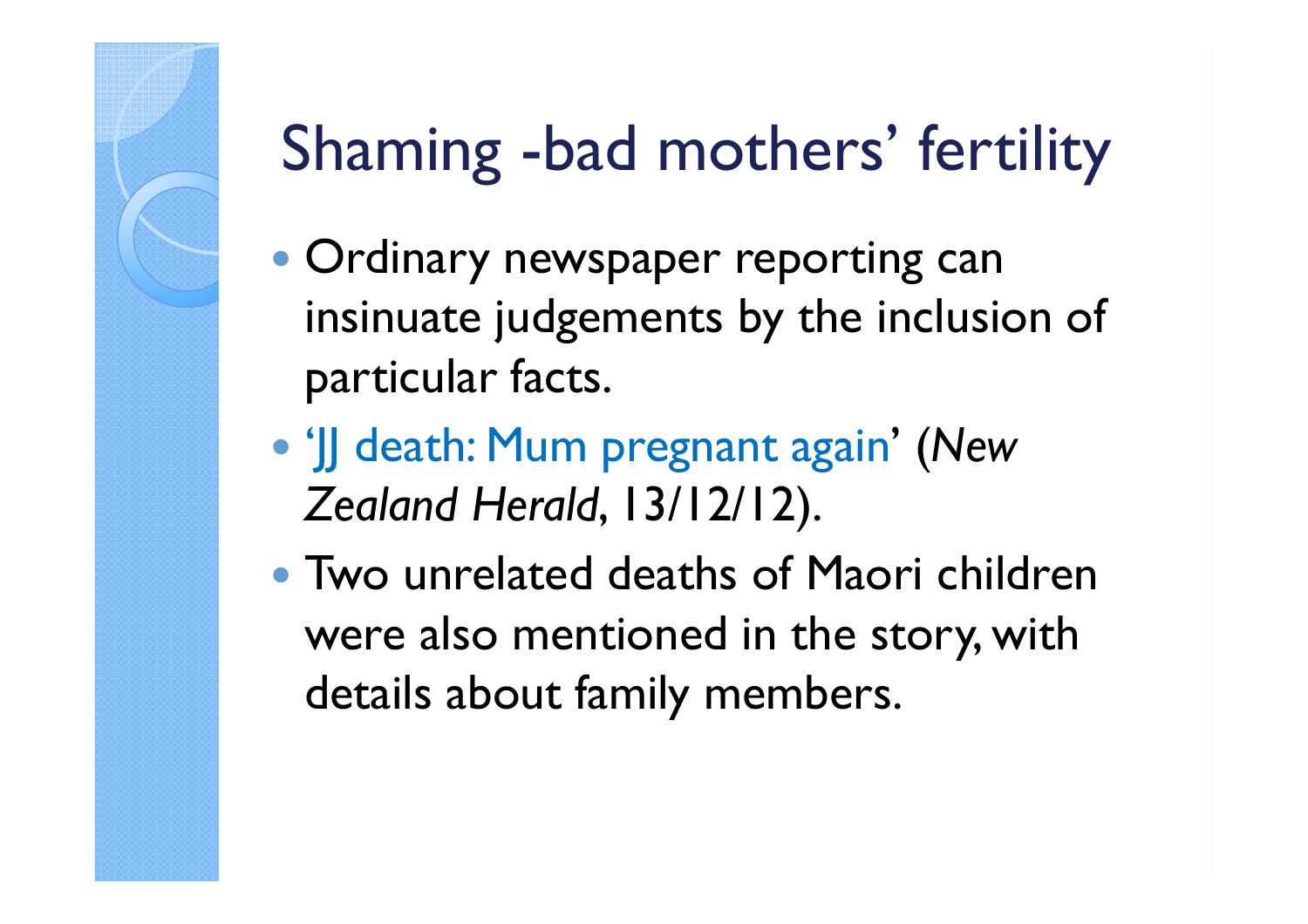# Shaming -bad mothers' fertility

- Ordinary newspaper reporting can insinuate judgements by the inclusion of particular facts.
- 'JJ death: Mum pregnant again' (*New Zealand Herald*, 13/12/12).
- Two unrelated deaths of Maori children were also mentioned in the story, with details about family members.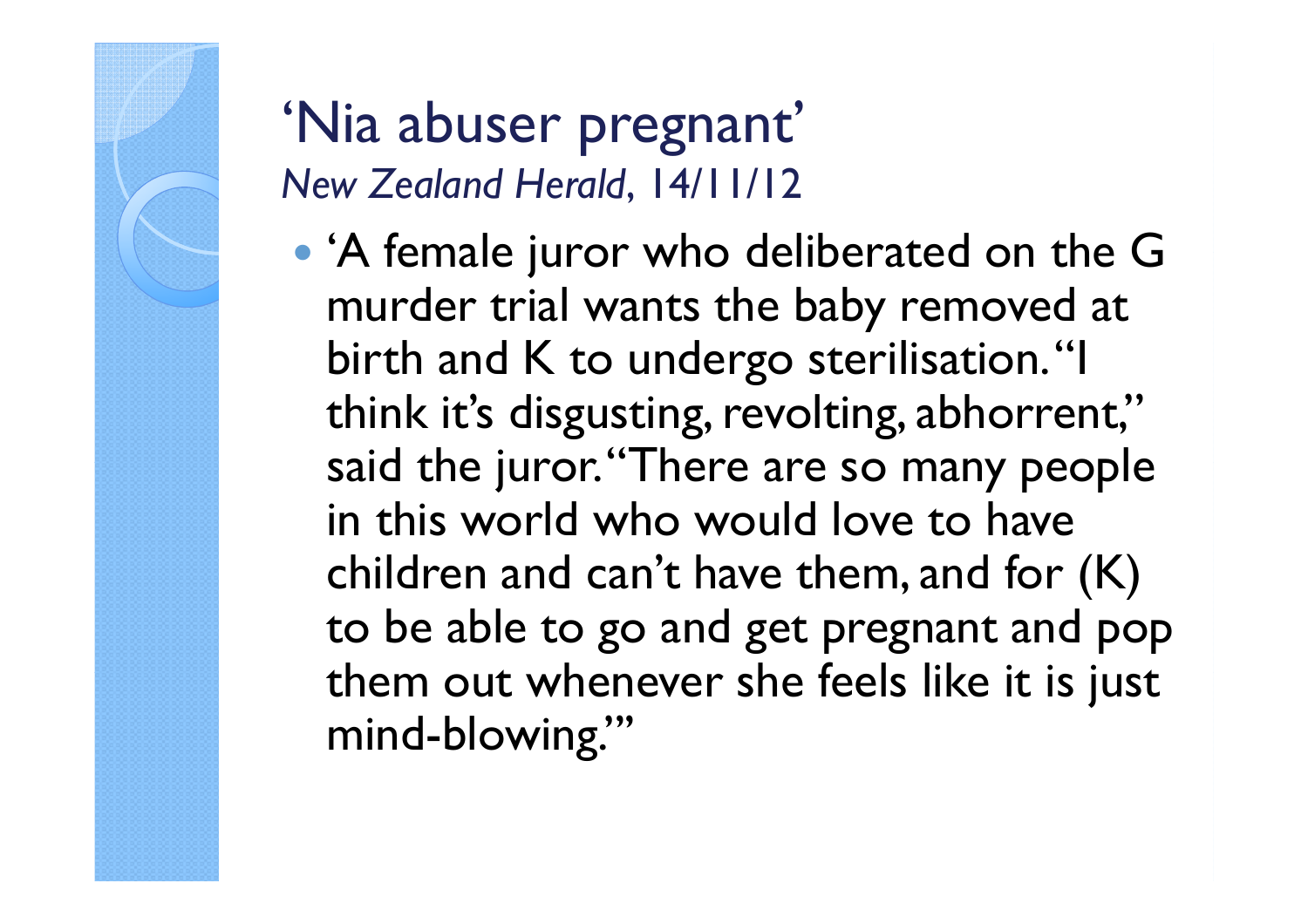# 'Nia abuser pregnant'

*New Zealand Herald*, 14/11/12

- 'A female juror who deliberated on the G murder trial wants the baby removed at birth and K to undergo sterilisation. "I think it's disgusting, revolting, abhorrent," said the juror. "There are so many people in this world who would love to have children and can't have them, and for (K) to be able to go and get pregnant and pop them out whenever she feels like it is just mind-blowing."'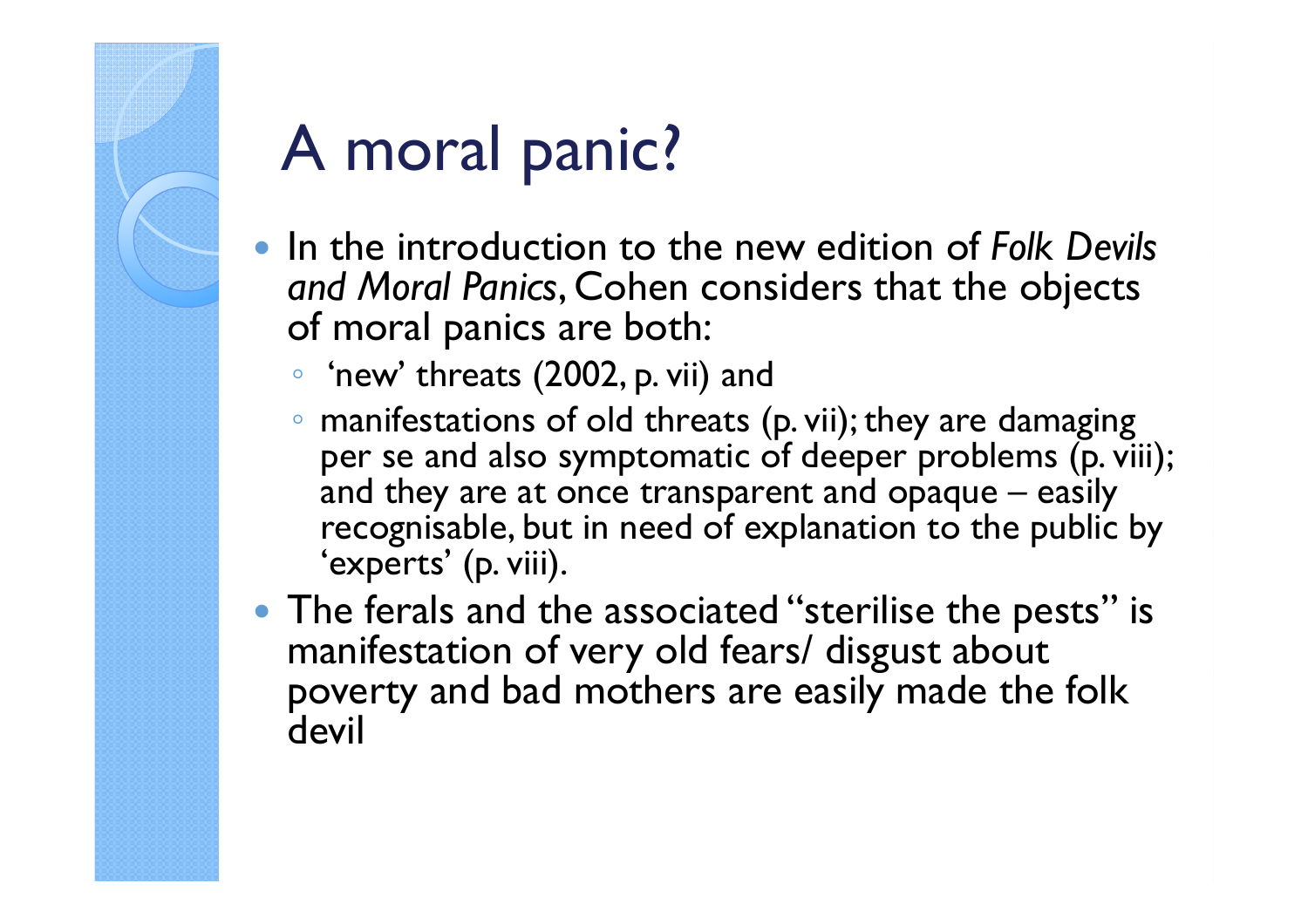# A moral panic?

- In the introduction to the new edition of *Folk Devils and Moral Panics*, Cohen considers that the objects of moral panics are both:
  - 'new' threats (2002, p. vii) and
  - manifestations of old threats (p. vii); they are damaging per se and also symptomatic of deeper problems (p. viii); and they are at once transparent and opaque – easily recognisable, but in need of explanation to the public by 'experts' (p. viii).
- The ferals and the associated "sterilise the pests" is manifestation of very old fears/ disgust about poverty and bad mothers are easily made the folk devil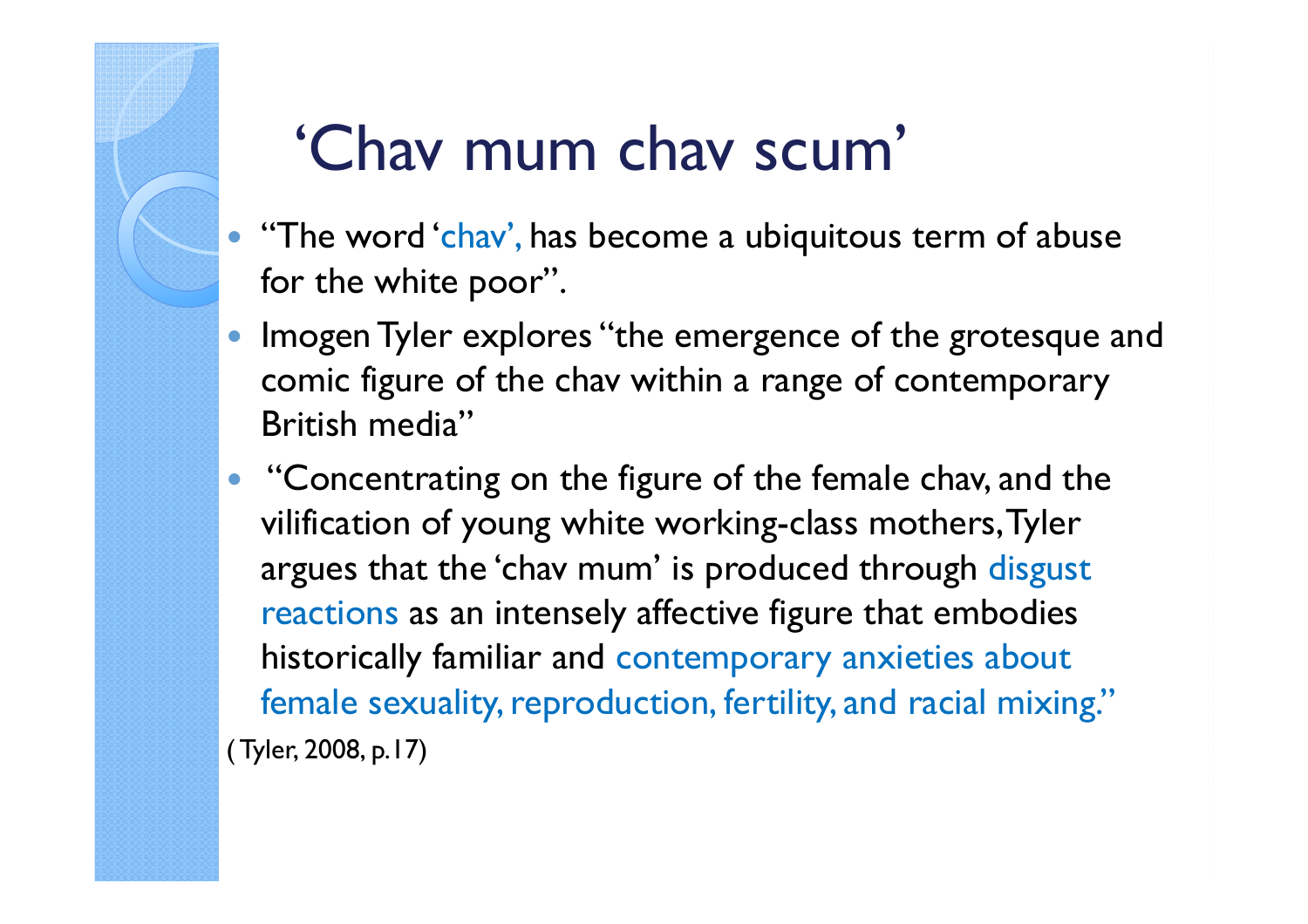# 'Chav mum chav scum'

- "The word 'chav', has become a ubiquitous term of abuse for the white poor".
- Imogen Tyler explores "the emergence of the grotesque and comic figure of the chav within a range of contemporary British media"
- "Concentrating on the figure of the female chav, and the vilification of young white working-class mothers, Tyler argues that the 'chav mum' is produced through disgust reactions as an intensely affective figure that embodies historically familiar and contemporary anxieties about female sexuality, reproduction, fertility, and racial mixing."

( Tyler, 2008, p.17)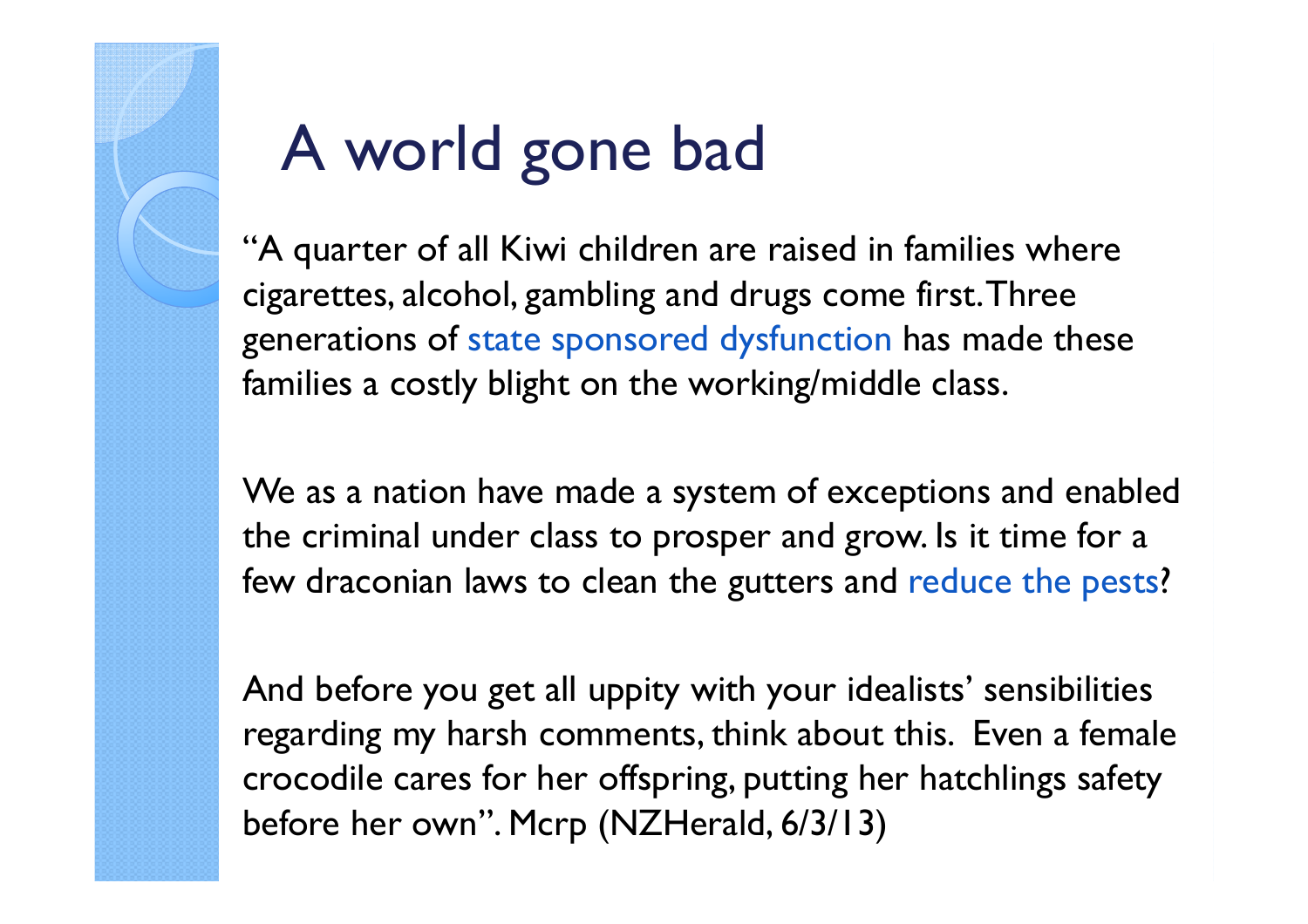# A world gone bad

“A quarter of all Kiwi children are raised in families where cigarettes, alcohol, gambling and drugs come first. Three generations of state sponsored dysfunction has made these families a costly blight on the working/middle class.

We as a nation have made a system of exceptions and enabled the criminal under class to prosper and grow. Is it time for a few draconian laws to clean the gutters and reduce the pests?

And before you get all uppity with your idealists’ sensibilities regarding my harsh comments, think about this. Even a female crocodile cares for her offspring, putting her hatchlings safety before her own”. Mcrp (NZHerald, 6/3/13)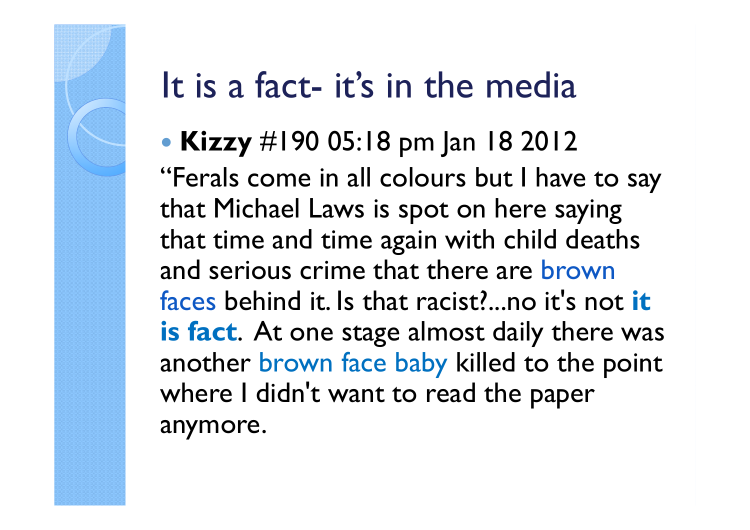# It is a fact- it's in the media

- **Kizzy** #190 05:18 pm Jan 18 2012

"Ferals come in all colours but I have to say that Michael Laws is spot on here saying that time and time again with child deaths and serious crime that there are brown faces behind it. Is that racist?...no it's not **it is fact**. At one stage almost daily there was another brown face baby killed to the point where I didn't want to read the paper anymore.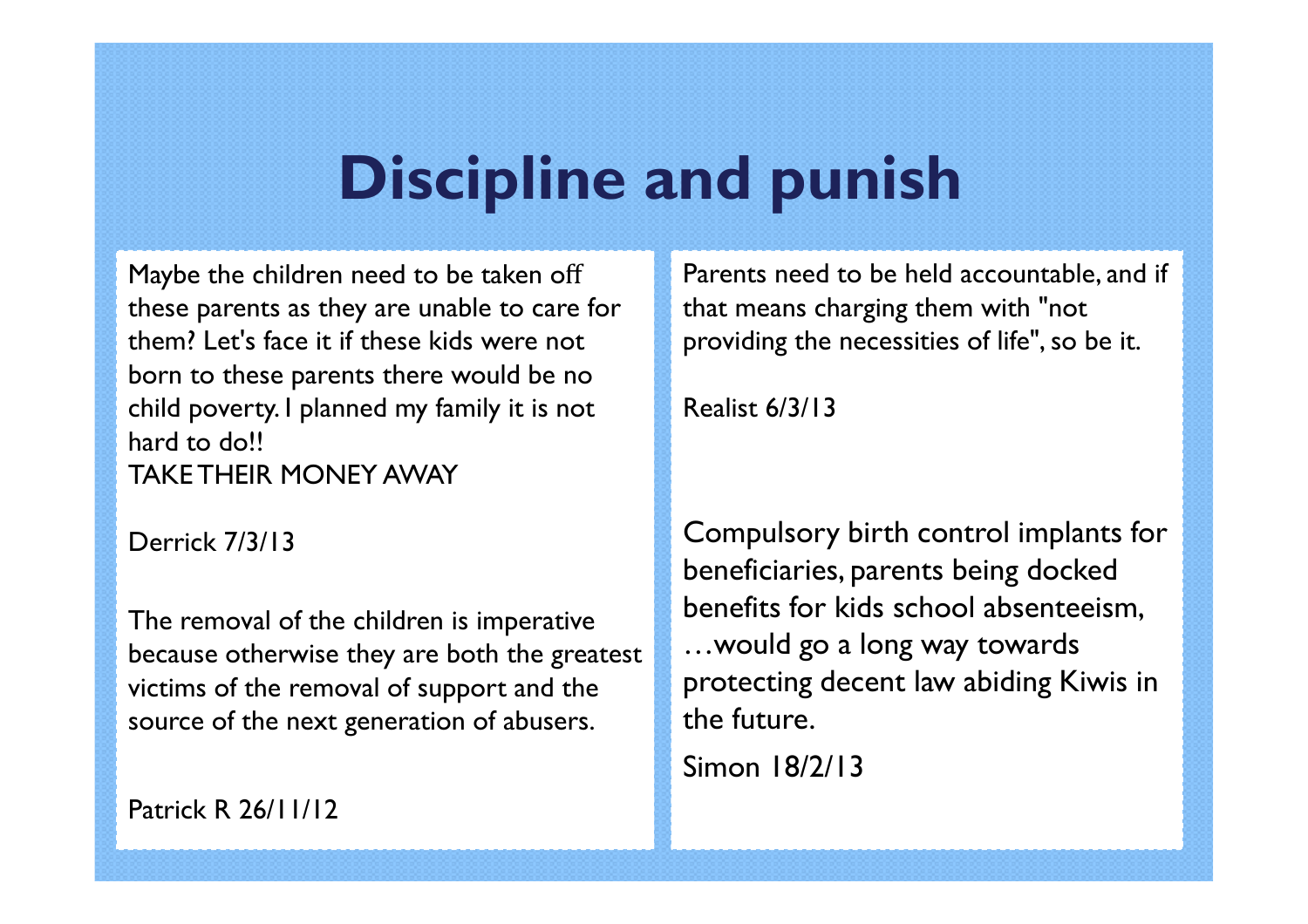# Discipline and punish

Maybe the children need to be taken off these parents as they are unable to care for them? Let's face it if these kids were not born to these parents there would be no child poverty. I planned my family it is not hard to do!!
TAKE THEIR MONEY AWAY

Derrick 7/3/13

The removal of the children is imperative because otherwise they are both the greatest victims of the removal of support and the source of the next generation of abusers.

Patrick R 26/11/12

Parents need to be held accountable, and if that means charging them with "not providing the necessities of life", so be it.

Realist 6/3/13

Compulsory birth control implants for beneficiaries, parents being docked benefits for kids school absenteeism, …would go a long way towards protecting decent law abiding Kiwis in the future.

Simon 18/2/13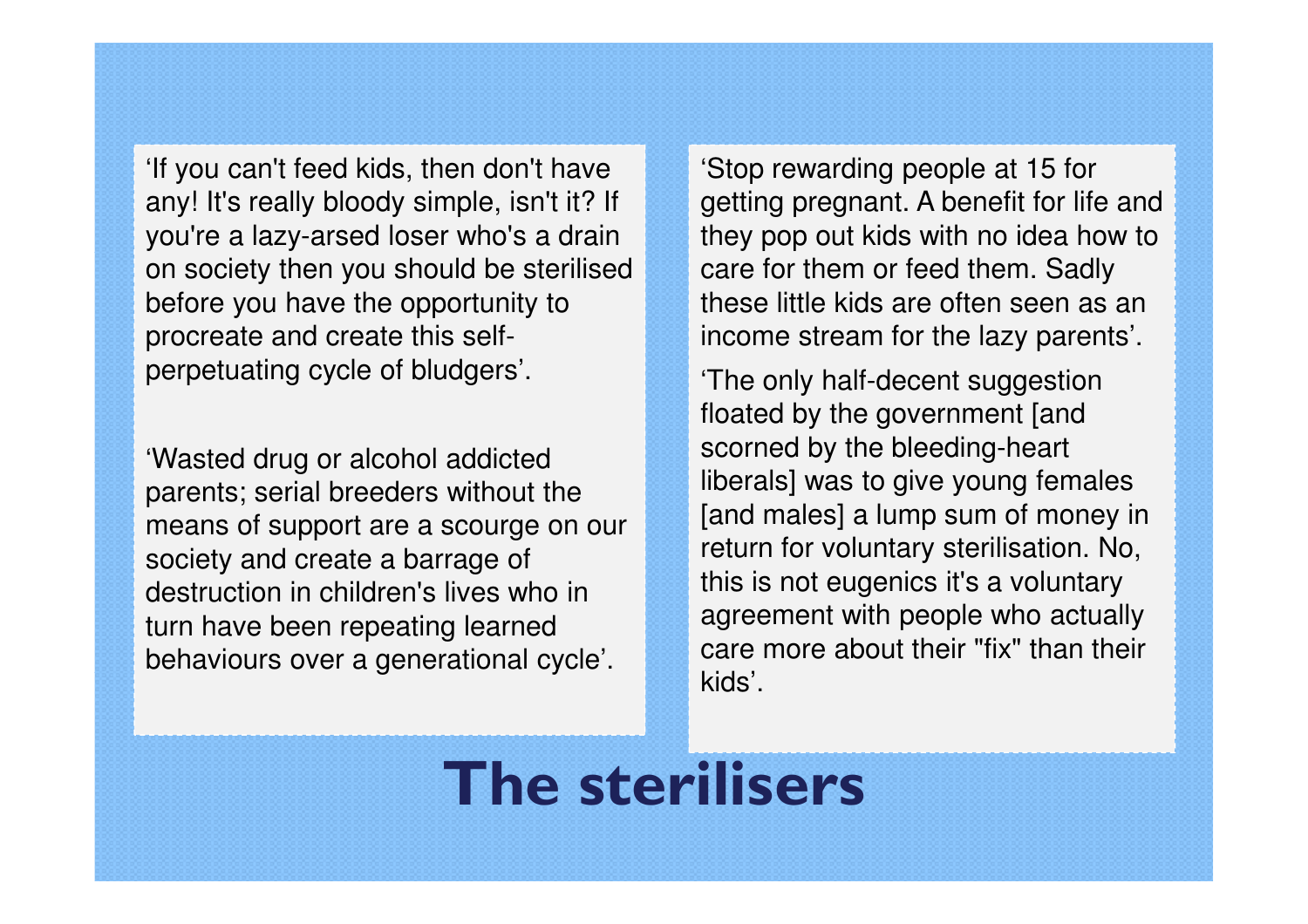‘If you can't feed kids, then don't have any! It's really bloody simple, isn't it? If you're a lazy-arsed loser who's a drain on society then you should be sterilised before you have the opportunity to procreate and create this self-perpetuating cycle of bludgers’.

‘Wasted drug or alcohol addicted parents; serial breeders without the means of support are a scourge on our society and create a barrage of destruction in children's lives who in turn have been repeating learned behaviours over a generational cycle’.

‘Stop rewarding people at 15 for getting pregnant. A benefit for life and they pop out kids with no idea how to care for them or feed them. Sadly these little kids are often seen as an income stream for the lazy parents’.

‘The only half-decent suggestion floated by the government [and scorned by the bleeding-heart liberals] was to give young females [and males] a lump sum of money in return for voluntary sterilisation. No, this is not eugenics it's a voluntary agreement with people who actually care more about their "fix" than their kids’.

# The sterilisers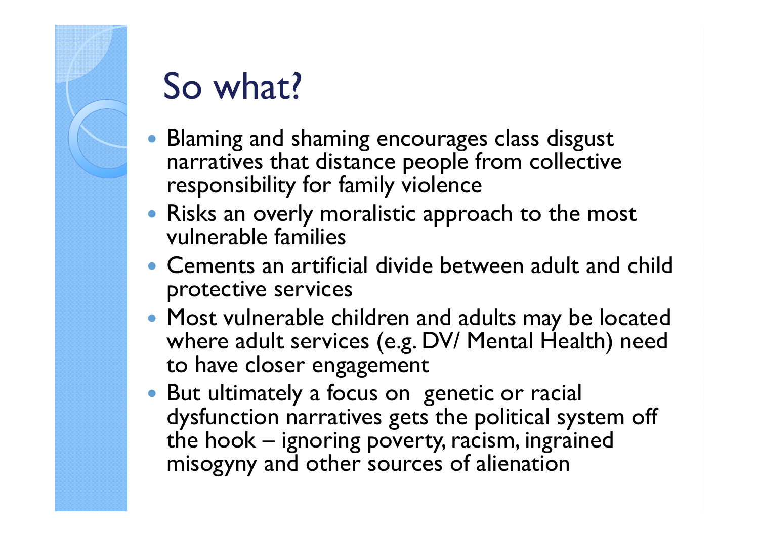# So what?

- Blaming and shaming encourages class disgust narratives that distance people from collective responsibility for family violence
- Risks an overly moralistic approach to the most vulnerable families
- Cements an artificial divide between adult and child protective services
- Most vulnerable children and adults may be located where adult services (e.g. DV/ Mental Health) need to have closer engagement
- But ultimately a focus on genetic or racial dysfunction narratives gets the political system off the hook – ignoring poverty, racism, ingrained misogyny and other sources of alienation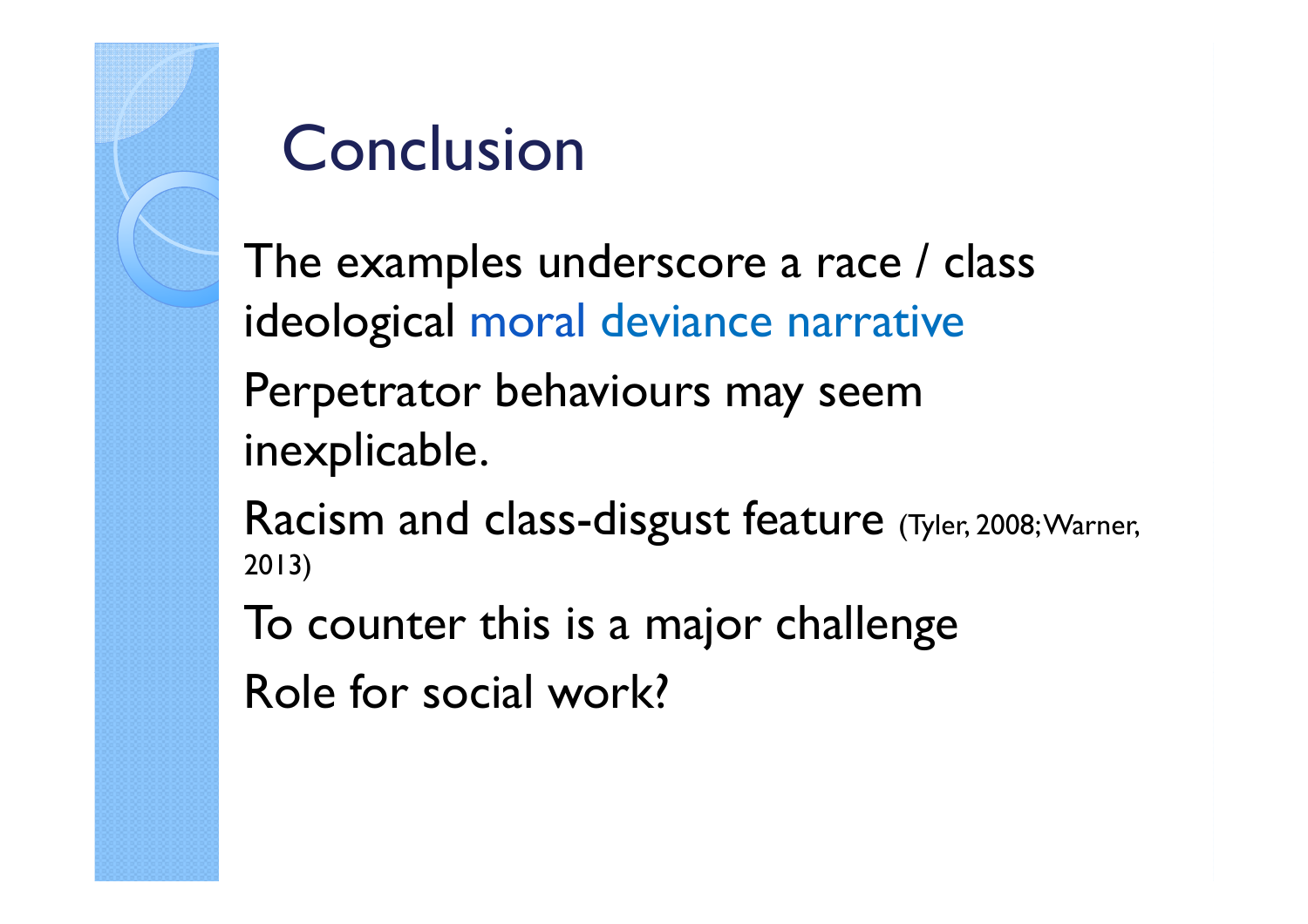# Conclusion

The examples underscore a race / class ideological moral deviance narrative

Perpetrator behaviours may seem inexplicable.

Racism and class-disgust feature (Tyler, 2008; Warner, 2013)

To counter this is a major challenge

Role for social work?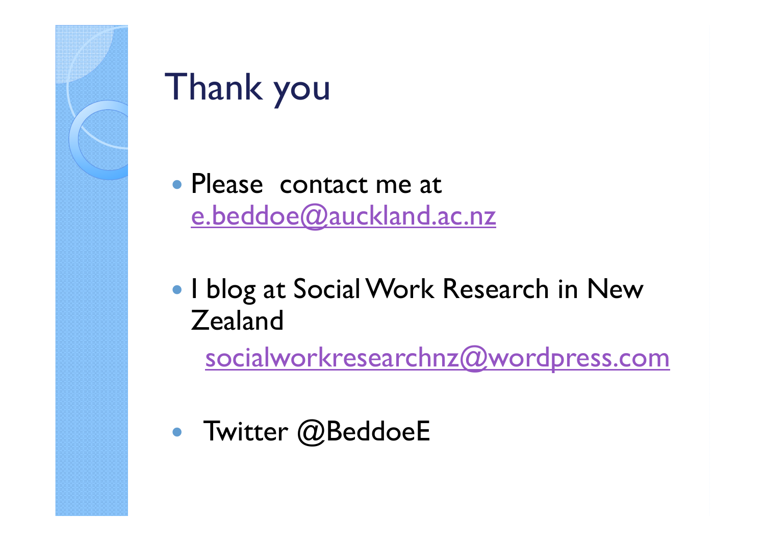# Thank you

- Please contact me at
  e.beddoe@auckland.ac.nz

- I blog at Social Work Research in New Zealand
  socialworkresearchnz@wordpress.com

- Twitter @BeddoeE